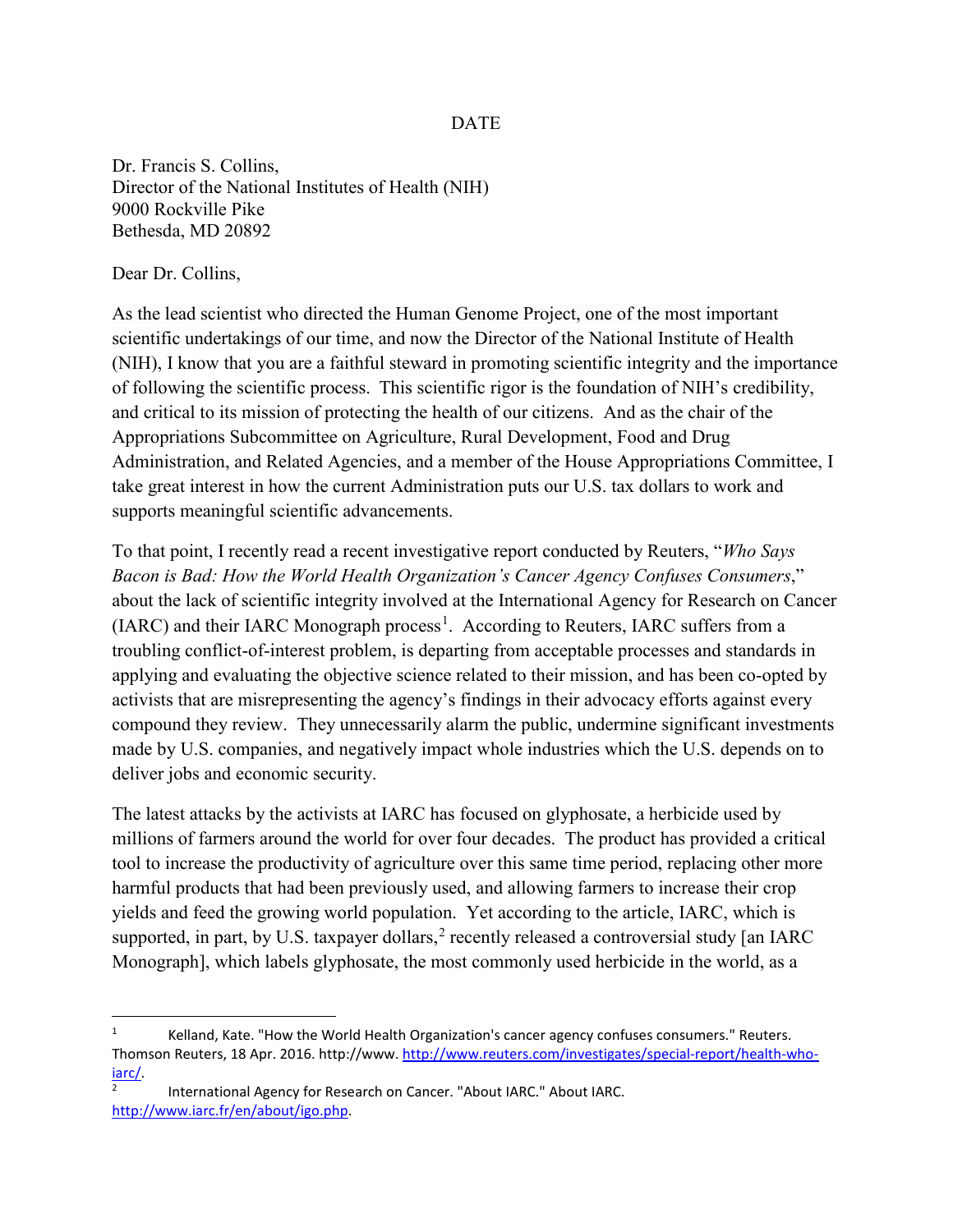DATE

Dr. Francis S. Collins,
Director of the National Institutes of Health (NIH)
9000 Rockville Pike
Bethesda, MD 20892

Dear Dr. Collins,

As the lead scientist who directed the Human Genome Project, one of the most important scientific undertakings of our time, and now the Director of the National Institute of Health (NIH), I know that you are a faithful steward in promoting scientific integrity and the importance of following the scientific process. This scientific rigor is the foundation of NIH's credibility, and critical to its mission of protecting the health of our citizens. And as the chair of the Appropriations Subcommittee on Agriculture, Rural Development, Food and Drug Administration, and Related Agencies, and a member of the House Appropriations Committee, I take great interest in how the current Administration puts our U.S. tax dollars to work and supports meaningful scientific advancements.

To that point, I recently read a recent investigative report conducted by Reuters, "*Who Says Bacon is Bad: How the World Health Organization's Cancer Agency Confuses Consumers*," about the lack of scientific integrity involved at the International Agency for Research on Cancer (IARC) and their IARC Monograph process[1]. According to Reuters, IARC suffers from a troubling conflict-of-interest problem, is departing from acceptable processes and standards in applying and evaluating the objective science related to their mission, and has been co-opted by activists that are misrepresenting the agency's findings in their advocacy efforts against every compound they review. They unnecessarily alarm the public, undermine significant investments made by U.S. companies, and negatively impact whole industries which the U.S. depends on to deliver jobs and economic security.

The latest attacks by the activists at IARC has focused on glyphosate, a herbicide used by millions of farmers around the world for over four decades. The product has provided a critical tool to increase the productivity of agriculture over this same time period, replacing other more harmful products that had been previously used, and allowing farmers to increase their crop yields and feed the growing world population. Yet according to the article, IARC, which is supported, in part, by U.S. taxpayer dollars,[2] recently released a controversial study [an IARC Monograph], which labels glyphosate, the most commonly used herbicide in the world, as a

---

[1] Kelland, Kate. "How the World Health Organization's cancer agency confuses consumers." Reuters. Thomson Reuters, 18 Apr. 2016. http://www. http://www.reuters.com/investigates/special-report/health-who-iarc/.

[2] International Agency for Research on Cancer. "About IARC." About IARC. http://www.iarc.fr/en/about/igo.php.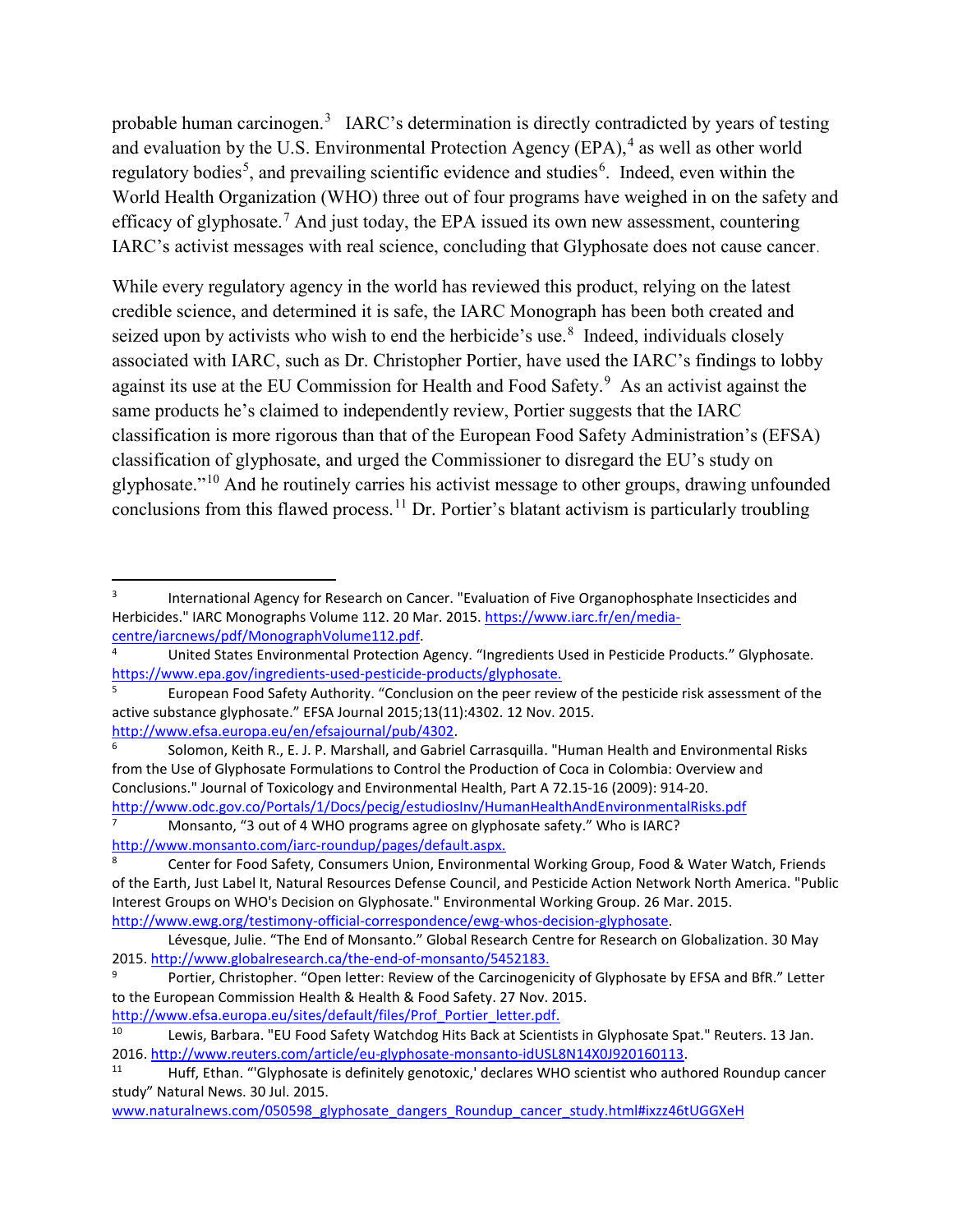probable human carcinogen.[3] IARC's determination is directly contradicted by years of testing and evaluation by the U.S. Environmental Protection Agency (EPA),[4] as well as other world regulatory bodies[5], and prevailing scientific evidence and studies[6]. Indeed, even within the World Health Organization (WHO) three out of four programs have weighed in on the safety and efficacy of glyphosate.[7] And just today, the EPA issued its own new assessment, countering IARC's activist messages with real science, concluding that Glyphosate does not cause cancer.

While every regulatory agency in the world has reviewed this product, relying on the latest credible science, and determined it is safe, the IARC Monograph has been both created and seized upon by activists who wish to end the herbicide's use.[8] Indeed, individuals closely associated with IARC, such as Dr. Christopher Portier, have used the IARC's findings to lobby against its use at the EU Commission for Health and Food Safety.[9] As an activist against the same products he's claimed to independently review, Portier suggests that the IARC classification is more rigorous than that of the European Food Safety Administration's (EFSA) classification of glyphosate, and urged the Commissioner to disregard the EU's study on glyphosate."[10] And he routinely carries his activist message to other groups, drawing unfounded conclusions from this flawed process.[11] Dr. Portier's blatant activism is particularly troubling

---

[3] International Agency for Research on Cancer. "Evaluation of Five Organophosphate Insecticides and Herbicides." IARC Monographs Volume 112. 20 Mar. 2015. https://www.iarc.fr/en/media-centre/iarcnews/pdf/MonographVolume112.pdf.

[4] United States Environmental Protection Agency. "Ingredients Used in Pesticide Products." Glyphosate. https://www.epa.gov/ingredients-used-pesticide-products/glyphosate.

[5] European Food Safety Authority. "Conclusion on the peer review of the pesticide risk assessment of the active substance glyphosate." EFSA Journal 2015;13(11):4302. 12 Nov. 2015. http://www.efsa.europa.eu/en/efsajournal/pub/4302.

[6] Solomon, Keith R., E. J. P. Marshall, and Gabriel Carrasquilla. "Human Health and Environmental Risks from the Use of Glyphosate Formulations to Control the Production of Coca in Colombia: Overview and Conclusions." Journal of Toxicology and Environmental Health, Part A 72.15-16 (2009): 914-20. http://www.odc.gov.co/Portals/1/Docs/pecig/estudiosInv/HumanHealthAndEnvironmentalRisks.pdf

[7] Monsanto, "3 out of 4 WHO programs agree on glyphosate safety." Who is IARC? http://www.monsanto.com/iarc-roundup/pages/default.aspx.

[8] Center for Food Safety, Consumers Union, Environmental Working Group, Food & Water Watch, Friends of the Earth, Just Label It, Natural Resources Defense Council, and Pesticide Action Network North America. "Public Interest Groups on WHO's Decision on Glyphosate." Environmental Working Group. 26 Mar. 2015. http://www.ewg.org/testimony-official-correspondence/ewg-whos-decision-glyphosate.

Lévesque, Julie. "The End of Monsanto." Global Research Centre for Research on Globalization. 30 May 2015. http://www.globalresearch.ca/the-end-of-monsanto/5452183.

[9] Portier, Christopher. "Open letter: Review of the Carcinogenicity of Glyphosate by EFSA and BfR." Letter to the European Commission Health & Health & Food Safety. 27 Nov. 2015. http://www.efsa.europa.eu/sites/default/files/Prof_Portier_letter.pdf.

[10] Lewis, Barbara. "EU Food Safety Watchdog Hits Back at Scientists in Glyphosate Spat." Reuters. 13 Jan. 2016. http://www.reuters.com/article/eu-glyphosate-monsanto-idUSL8N14X0J920160113.

[11] Huff, Ethan. "'Glyphosate is definitely genotoxic,' declares WHO scientist who authored Roundup cancer study" Natural News. 30 Jul. 2015. www.naturalnews.com/050598_glyphosate_dangers_Roundup_cancer_study.html#ixzz46tUGGXeH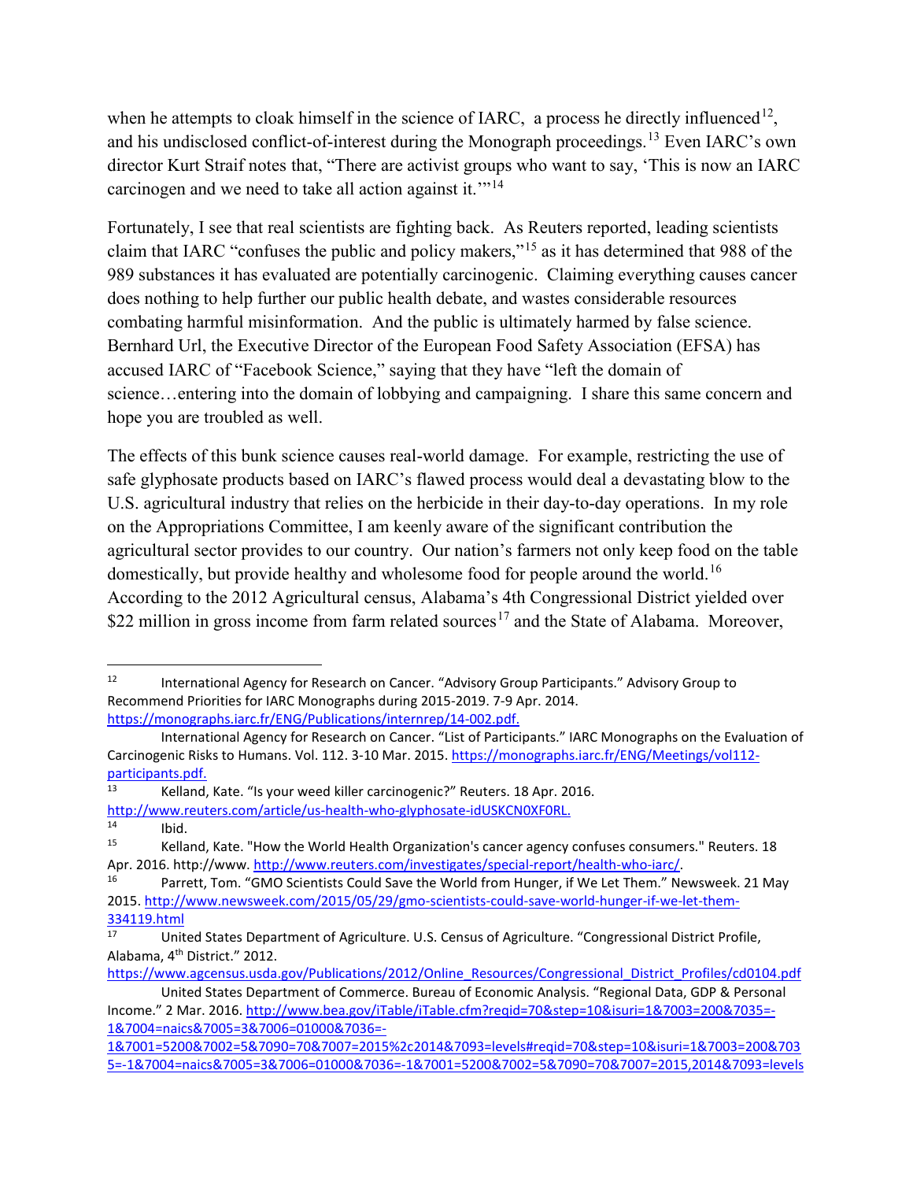when he attempts to cloak himself in the science of IARC, a process he directly influenced[12], and his undisclosed conflict-of-interest during the Monograph proceedings.[13] Even IARC's own director Kurt Straif notes that, "There are activist groups who want to say, 'This is now an IARC carcinogen and we need to take all action against it.'"[14]

Fortunately, I see that real scientists are fighting back. As Reuters reported, leading scientists claim that IARC "confuses the public and policy makers,"[15] as it has determined that 988 of the 989 substances it has evaluated are potentially carcinogenic. Claiming everything causes cancer does nothing to help further our public health debate, and wastes considerable resources combating harmful misinformation. And the public is ultimately harmed by false science. Bernhard Url, the Executive Director of the European Food Safety Association (EFSA) has accused IARC of "Facebook Science," saying that they have "left the domain of science…entering into the domain of lobbying and campaigning. I share this same concern and hope you are troubled as well.

The effects of this bunk science causes real-world damage. For example, restricting the use of safe glyphosate products based on IARC's flawed process would deal a devastating blow to the U.S. agricultural industry that relies on the herbicide in their day-to-day operations. In my role on the Appropriations Committee, I am keenly aware of the significant contribution the agricultural sector provides to our country. Our nation's farmers not only keep food on the table domestically, but provide healthy and wholesome food for people around the world.[16] According to the 2012 Agricultural census, Alabama's 4th Congressional District yielded over $22 million in gross income from farm related sources[17] and the State of Alabama. Moreover,

---

[12] International Agency for Research on Cancer. "Advisory Group Participants." Advisory Group to Recommend Priorities for IARC Monographs during 2015-2019. 7-9 Apr. 2014. https://monographs.iarc.fr/ENG/Publications/internrep/14-002.pdf.

International Agency for Research on Cancer. "List of Participants." IARC Monographs on the Evaluation of Carcinogenic Risks to Humans. Vol. 112. 3-10 Mar. 2015. https://monographs.iarc.fr/ENG/Meetings/vol112-participants.pdf.

[13] Kelland, Kate. "Is your weed killer carcinogenic?" Reuters. 18 Apr. 2016. http://www.reuters.com/article/us-health-who-glyphosate-idUSKCN0XF0RL.

[14] Ibid.

[15] Kelland, Kate. "How the World Health Organization's cancer agency confuses consumers." Reuters. 18 Apr. 2016. http://www. http://www.reuters.com/investigates/special-report/health-who-iarc/.

[16] Parrett, Tom. "GMO Scientists Could Save the World from Hunger, if We Let Them." Newsweek. 21 May 2015. http://www.newsweek.com/2015/05/29/gmo-scientists-could-save-world-hunger-if-we-let-them-334119.html

[17] United States Department of Agriculture. U.S. Census of Agriculture. "Congressional District Profile, Alabama, 4th District." 2012. https://www.agcensus.usda.gov/Publications/2012/Online_Resources/Congressional_District_Profiles/cd0104.pdf

United States Department of Commerce. Bureau of Economic Analysis. "Regional Data, GDP & Personal Income." 2 Mar. 2016. http://www.bea.gov/iTable/iTable.cfm?reqid=70&step=10&isuri=1&7003=200&7035=-1&7004=naics&7005=3&7006=01000&7036=-1&7001=5200&7002=5&7090=70&7007=2015%2c2014&7093=levels#reqid=70&step=10&isuri=1&7003=200&7035=-1&7004=naics&7005=3&7006=01000&7036=-1&7001=5200&7002=5&7090=70&7007=2015,2014&7093=levels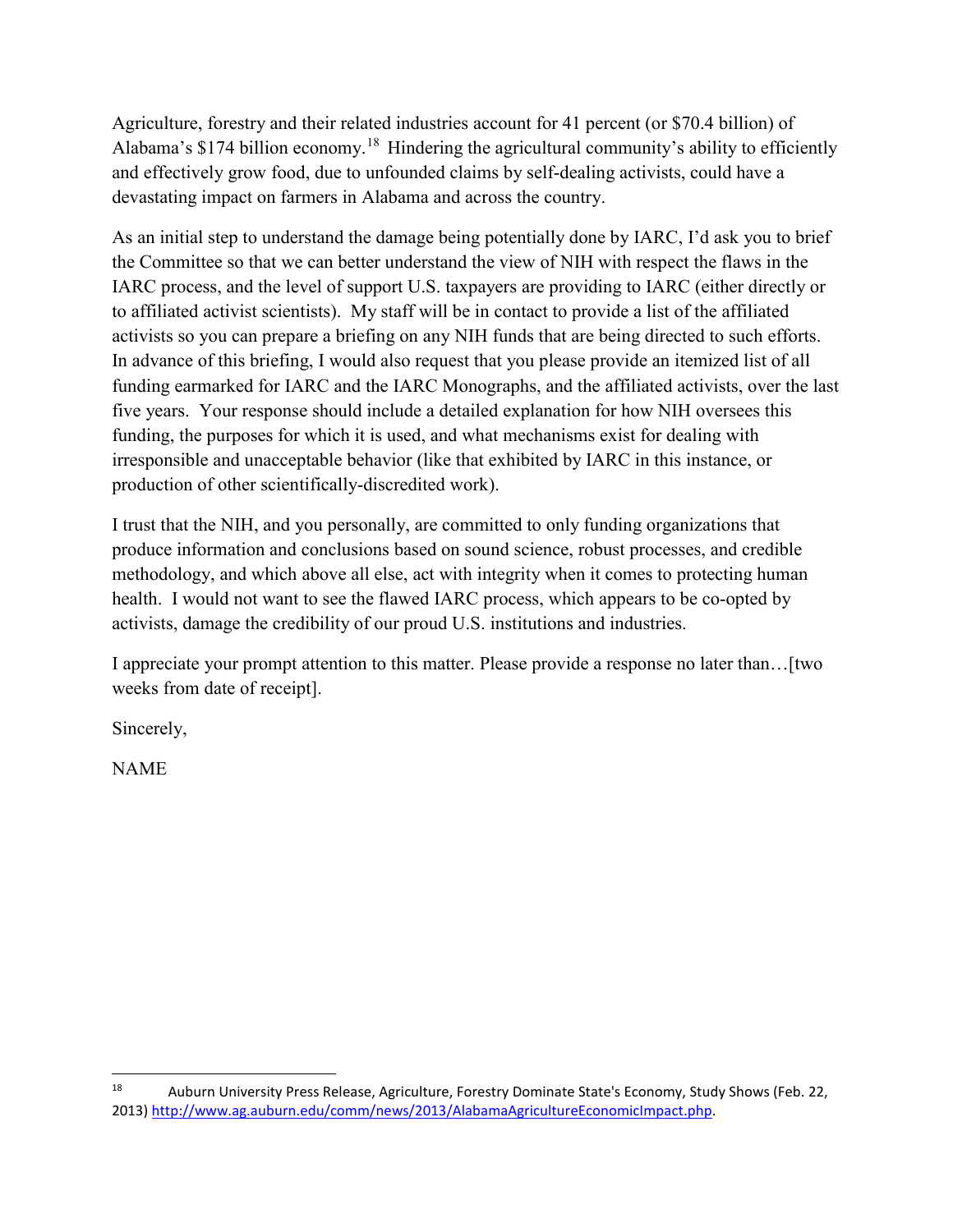Agriculture, forestry and their related industries account for 41 percent (or $70.4 billion) of Alabama's $174 billion economy.[18] Hindering the agricultural community's ability to efficiently and effectively grow food, due to unfounded claims by self-dealing activists, could have a devastating impact on farmers in Alabama and across the country.

As an initial step to understand the damage being potentially done by IARC, I'd ask you to brief the Committee so that we can better understand the view of NIH with respect the flaws in the IARC process, and the level of support U.S. taxpayers are providing to IARC (either directly or to affiliated activist scientists). My staff will be in contact to provide a list of the affiliated activists so you can prepare a briefing on any NIH funds that are being directed to such efforts. In advance of this briefing, I would also request that you please provide an itemized list of all funding earmarked for IARC and the IARC Monographs, and the affiliated activists, over the last five years. Your response should include a detailed explanation for how NIH oversees this funding, the purposes for which it is used, and what mechanisms exist for dealing with irresponsible and unacceptable behavior (like that exhibited by IARC in this instance, or production of other scientifically-discredited work).

I trust that the NIH, and you personally, are committed to only funding organizations that produce information and conclusions based on sound science, robust processes, and credible methodology, and which above all else, act with integrity when it comes to protecting human health. I would not want to see the flawed IARC process, which appears to be co-opted by activists, damage the credibility of our proud U.S. institutions and industries.

I appreciate your prompt attention to this matter. Please provide a response no later than…[two weeks from date of receipt].

Sincerely,

NAME

---

[18] Auburn University Press Release, Agriculture, Forestry Dominate State's Economy, Study Shows (Feb. 22, 2013) http://www.ag.auburn.edu/comm/news/2013/AlabamaAgricultureEconomicImpact.php.